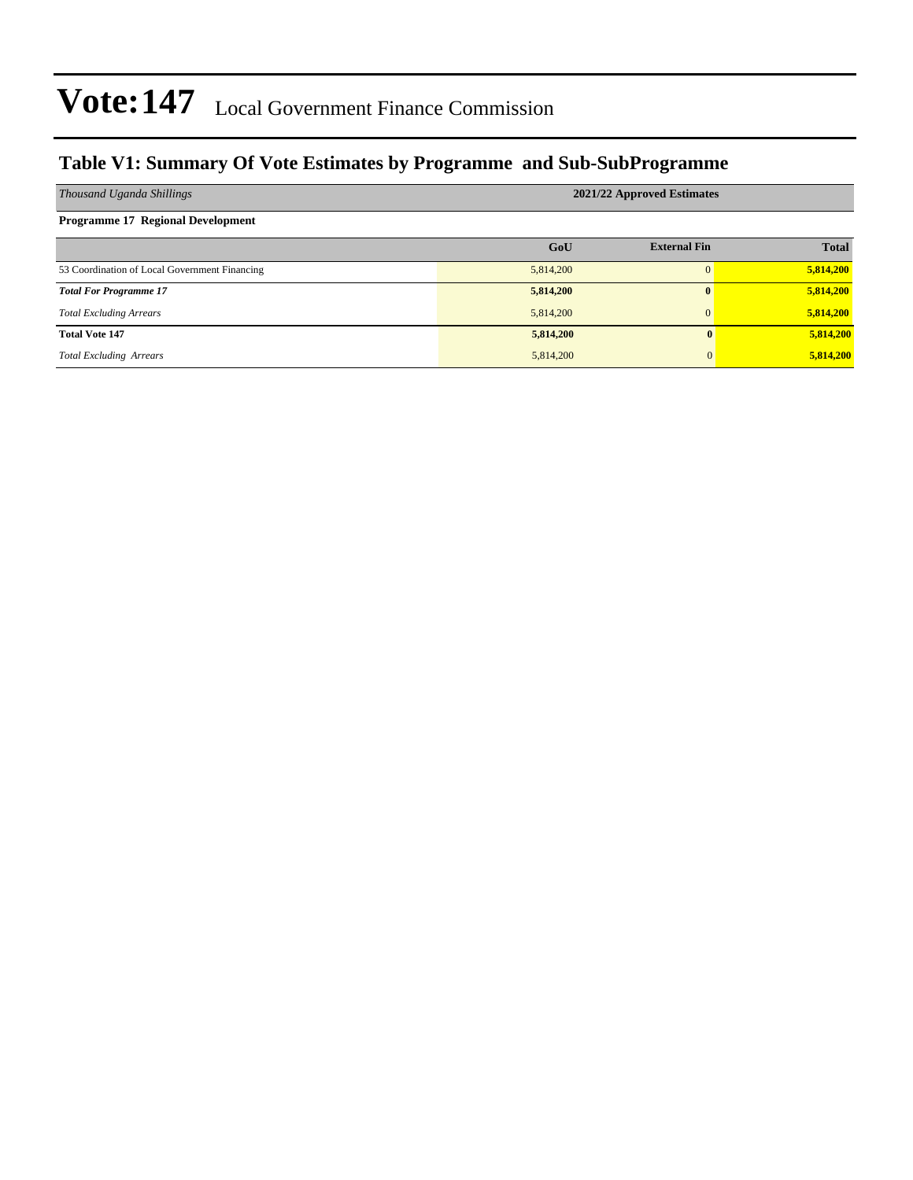# Vote:147 Local Government Finance Commission

## Table V1: Summary Of Vote Estimates by Programme and Sub-SubProgramme

| *Thousand Uganda Shillings* | 2021/22 Approved Estimates | | |
|---|---|---|---|
| **Programme 17 Regional Development** | | | |
| | **GoU** | **External Fin** | **Total** |
| 53 Coordination of Local Government Financing | 5,814,200 | 0 | **5,814,200** |
| ***Total For Programme 17*** | **5,814,200** | **0** | **5,814,200** |
| *Total Excluding Arrears* | 5,814,200 | 0 | **5,814,200** |
| **Total Vote 147** | **5,814,200** | **0** | **5,814,200** |
| *Total Excluding Arrears* | 5,814,200 | 0 | **5,814,200** |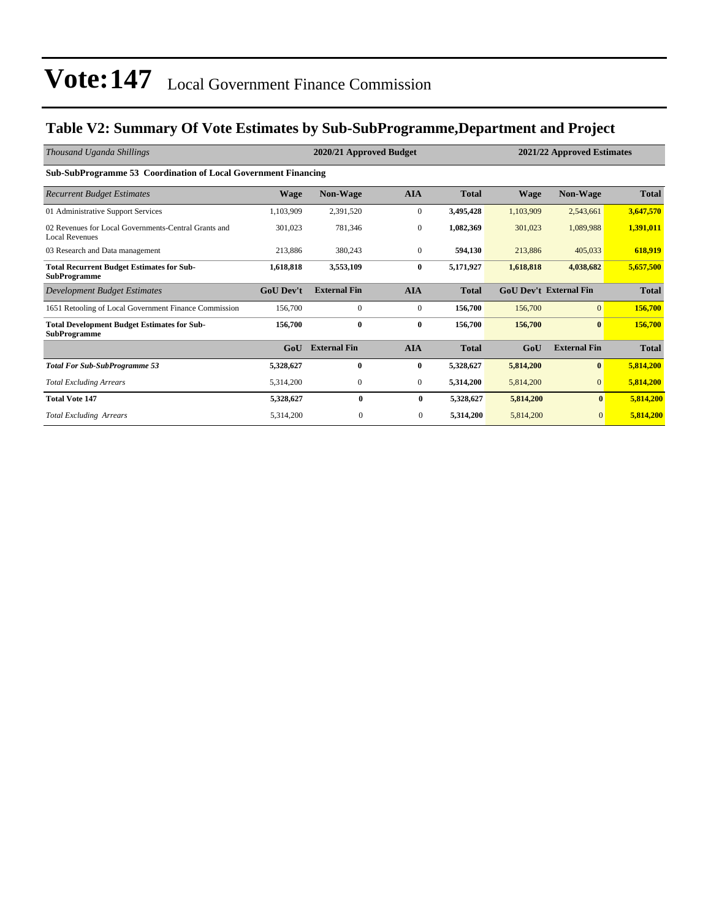# Vote:147 Local Government Finance Commission

## Table V2: Summary Of Vote Estimates by Sub-SubProgramme,Department and Project

| *Thousand Uganda Shillings* | 2020/21 Approved Budget | | | | 2021/22 Approved Estimates | | |
|---|---|---|---|---|---|---|---|
| **Sub-SubProgramme 53 Coordination of Local Government Financing** | | | | | | | |
| *Recurrent Budget Estimates* | **Wage** | **Non-Wage** | **AIA** | **Total** | **Wage** | **Non-Wage** | **Total** |
| 01 Administrative Support Services | 1,103,909 | 2,391,520 | 0 | **3,495,428** | 1,103,909 | 2,543,661 | **3,647,570** |
| 02 Revenues for Local Governments-Central Grants and Local Revenues | 301,023 | 781,346 | 0 | **1,082,369** | 301,023 | 1,089,988 | **1,391,011** |
| 03 Research and Data management | 213,886 | 380,243 | 0 | **594,130** | 213,886 | 405,033 | **618,919** |
| **Total Recurrent Budget Estimates for Sub-SubProgramme** | **1,618,818** | **3,553,109** | **0** | **5,171,927** | **1,618,818** | **4,038,682** | **5,657,500** |
| *Development Budget Estimates* | **GoU Dev't** | **External Fin** | **AIA** | **Total** | **GoU Dev't** | **External Fin** | **Total** |
| 1651 Retooling of Local Government Finance Commission | 156,700 | 0 | 0 | **156,700** | 156,700 | 0 | **156,700** |
| **Total Development Budget Estimates for Sub-SubProgramme** | **156,700** | **0** | **0** | **156,700** | **156,700** | **0** | **156,700** |
| | **GoU** | **External Fin** | **AIA** | **Total** | **GoU** | **External Fin** | **Total** |
| ***Total For Sub-SubProgramme 53*** | **5,328,627** | **0** | **0** | **5,328,627** | **5,814,200** | **0** | **5,814,200** |
| *Total Excluding Arrears* | 5,314,200 | 0 | 0 | **5,314,200** | 5,814,200 | 0 | **5,814,200** |
| **Total Vote 147** | **5,328,627** | **0** | **0** | **5,328,627** | **5,814,200** | **0** | **5,814,200** |
| *Total Excluding Arrears* | 5,314,200 | 0 | 0 | **5,314,200** | 5,814,200 | 0 | **5,814,200** |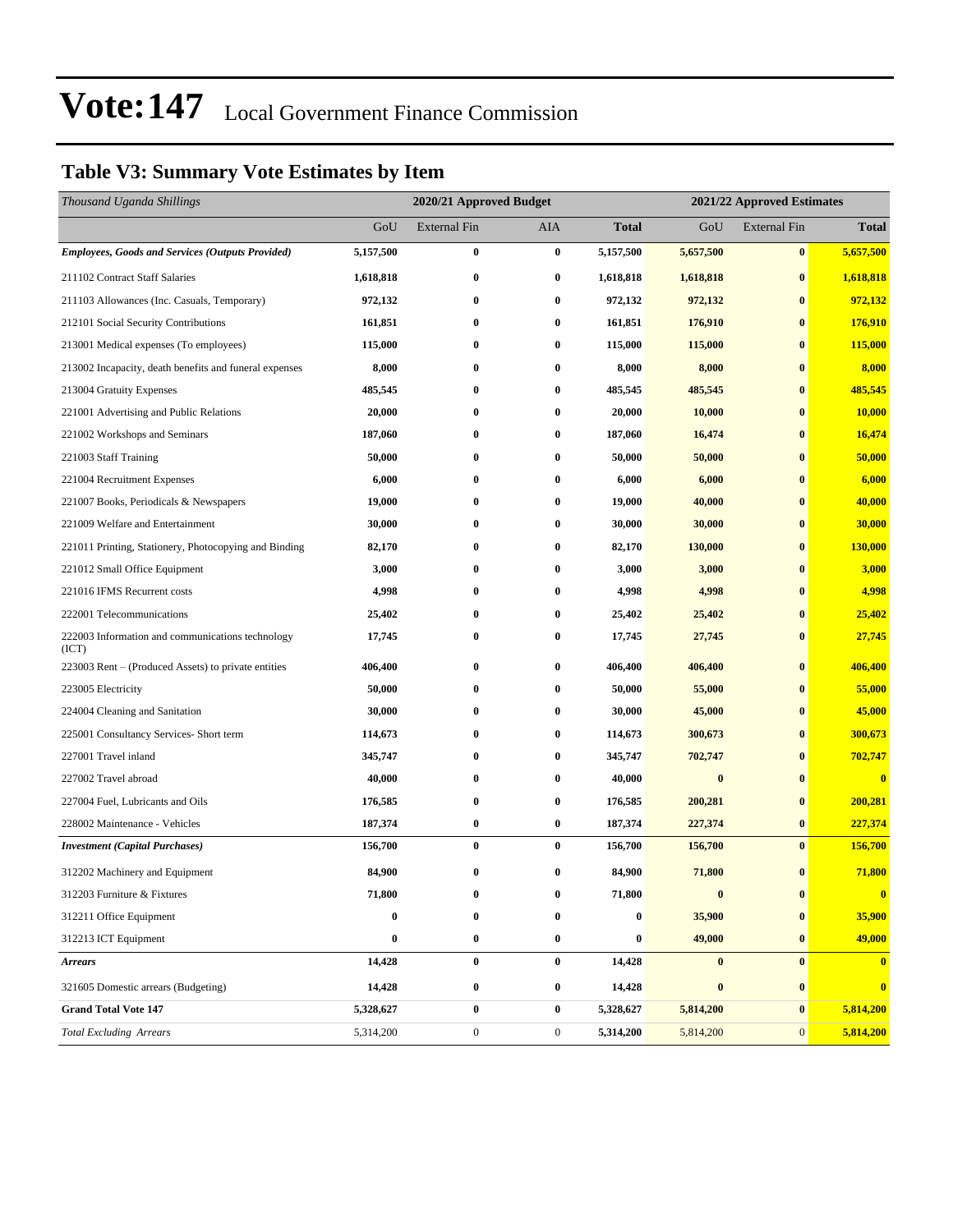# Vote:147 Local Government Finance Commission

## Table V3: Summary Vote Estimates by Item

| *Thousand Uganda Shillings* | 2020/21 Approved Budget | | | | 2021/22 Approved Estimates | | |
|---|---|---|---|---|---|---|---|
| | GoU | External Fin | AIA | **Total** | GoU | External Fin | **Total** |
| ***Employees, Goods and Services (Outputs Provided)*** | **5,157,500** | **0** | **0** | **5,157,500** | **5,657,500** | **0** | **5,657,500** |
| 211102 Contract Staff Salaries | **1,618,818** | **0** | **0** | **1,618,818** | **1,618,818** | **0** | **1,618,818** |
| 211103 Allowances (Inc. Casuals, Temporary) | **972,132** | **0** | **0** | **972,132** | **972,132** | **0** | **972,132** |
| 212101 Social Security Contributions | **161,851** | **0** | **0** | **161,851** | **176,910** | **0** | **176,910** |
| 213001 Medical expenses (To employees) | **115,000** | **0** | **0** | **115,000** | **115,000** | **0** | **115,000** |
| 213002 Incapacity, death benefits and funeral expenses | **8,000** | **0** | **0** | **8,000** | **8,000** | **0** | **8,000** |
| 213004 Gratuity Expenses | **485,545** | **0** | **0** | **485,545** | **485,545** | **0** | **485,545** |
| 221001 Advertising and Public Relations | **20,000** | **0** | **0** | **20,000** | **10,000** | **0** | **10,000** |
| 221002 Workshops and Seminars | **187,060** | **0** | **0** | **187,060** | **16,474** | **0** | **16,474** |
| 221003 Staff Training | **50,000** | **0** | **0** | **50,000** | **50,000** | **0** | **50,000** |
| 221004 Recruitment Expenses | **6,000** | **0** | **0** | **6,000** | **6,000** | **0** | **6,000** |
| 221007 Books, Periodicals & Newspapers | **19,000** | **0** | **0** | **19,000** | **40,000** | **0** | **40,000** |
| 221009 Welfare and Entertainment | **30,000** | **0** | **0** | **30,000** | **30,000** | **0** | **30,000** |
| 221011 Printing, Stationery, Photocopying and Binding | **82,170** | **0** | **0** | **82,170** | **130,000** | **0** | **130,000** |
| 221012 Small Office Equipment | **3,000** | **0** | **0** | **3,000** | **3,000** | **0** | **3,000** |
| 221016 IFMS Recurrent costs | **4,998** | **0** | **0** | **4,998** | **4,998** | **0** | **4,998** |
| 222001 Telecommunications | **25,402** | **0** | **0** | **25,402** | **25,402** | **0** | **25,402** |
| 222003 Information and communications technology (ICT) | **17,745** | **0** | **0** | **17,745** | **27,745** | **0** | **27,745** |
| 223003 Rent – (Produced Assets) to private entities | **406,400** | **0** | **0** | **406,400** | **406,400** | **0** | **406,400** |
| 223005 Electricity | **50,000** | **0** | **0** | **50,000** | **55,000** | **0** | **55,000** |
| 224004 Cleaning and Sanitation | **30,000** | **0** | **0** | **30,000** | **45,000** | **0** | **45,000** |
| 225001 Consultancy Services- Short term | **114,673** | **0** | **0** | **114,673** | **300,673** | **0** | **300,673** |
| 227001 Travel inland | **345,747** | **0** | **0** | **345,747** | **702,747** | **0** | **702,747** |
| 227002 Travel abroad | **40,000** | **0** | **0** | **40,000** | **0** | **0** | **0** |
| 227004 Fuel, Lubricants and Oils | **176,585** | **0** | **0** | **176,585** | **200,281** | **0** | **200,281** |
| 228002 Maintenance - Vehicles | **187,374** | **0** | **0** | **187,374** | **227,374** | **0** | **227,374** |
| ***Investment (Capital Purchases)*** | **156,700** | **0** | **0** | **156,700** | **156,700** | **0** | **156,700** |
| 312202 Machinery and Equipment | **84,900** | **0** | **0** | **84,900** | **71,800** | **0** | **71,800** |
| 312203 Furniture & Fixtures | **71,800** | **0** | **0** | **71,800** | **0** | **0** | **0** |
| 312211 Office Equipment | **0** | **0** | **0** | **0** | **35,900** | **0** | **35,900** |
| 312213 ICT Equipment | **0** | **0** | **0** | **0** | **49,000** | **0** | **49,000** |
| ***Arrears*** | **14,428** | **0** | **0** | **14,428** | **0** | **0** | **0** |
| 321605 Domestic arrears (Budgeting) | **14,428** | **0** | **0** | **14,428** | **0** | **0** | **0** |
| **Grand Total Vote 147** | **5,328,627** | **0** | **0** | **5,328,627** | **5,814,200** | **0** | **5,814,200** |
| *Total Excluding Arrears* | 5,314,200 | 0 | 0 | **5,314,200** | 5,814,200 | 0 | **5,814,200** |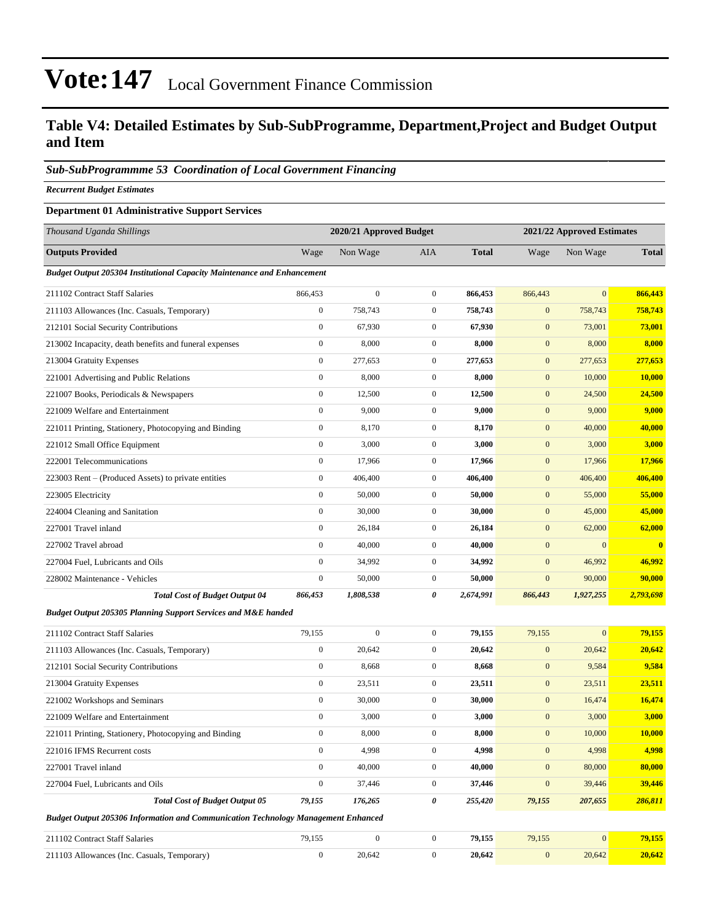# Vote:147 Local Government Finance Commission

## Table V4: Detailed Estimates by Sub-SubProgramme, Department,Project and Budget Output and Item

### *Sub-SubProgrammme 53 Coordination of Local Government Financing*

***Recurrent Budget Estimates***

**Department 01 Administrative Support Services**

| *Thousand Uganda Shillings* | 2020/21 Approved Budget | | | | 2021/22 Approved Estimates | | |
|---|---|---|---|---|---|---|---|
| **Outputs Provided** | Wage | Non Wage | AIA | **Total** | Wage | Non Wage | **Total** |
| ***Budget Output 205304 Institutional Capacity Maintenance and Enhancement*** | | | | | | | |
| 211102 Contract Staff Salaries | 866,453 | 0 | 0 | **866,453** | 866,443 | 0 | **866,443** |
| 211103 Allowances (Inc. Casuals, Temporary) | 0 | 758,743 | 0 | **758,743** | 0 | 758,743 | **758,743** |
| 212101 Social Security Contributions | 0 | 67,930 | 0 | **67,930** | 0 | 73,001 | **73,001** |
| 213002 Incapacity, death benefits and funeral expenses | 0 | 8,000 | 0 | **8,000** | 0 | 8,000 | **8,000** |
| 213004 Gratuity Expenses | 0 | 277,653 | 0 | **277,653** | 0 | 277,653 | **277,653** |
| 221001 Advertising and Public Relations | 0 | 8,000 | 0 | **8,000** | 0 | 10,000 | **10,000** |
| 221007 Books, Periodicals & Newspapers | 0 | 12,500 | 0 | **12,500** | 0 | 24,500 | **24,500** |
| 221009 Welfare and Entertainment | 0 | 9,000 | 0 | **9,000** | 0 | 9,000 | **9,000** |
| 221011 Printing, Stationery, Photocopying and Binding | 0 | 8,170 | 0 | **8,170** | 0 | 40,000 | **40,000** |
| 221012 Small Office Equipment | 0 | 3,000 | 0 | **3,000** | 0 | 3,000 | **3,000** |
| 222001 Telecommunications | 0 | 17,966 | 0 | **17,966** | 0 | 17,966 | **17,966** |
| 223003 Rent – (Produced Assets) to private entities | 0 | 406,400 | 0 | **406,400** | 0 | 406,400 | **406,400** |
| 223005 Electricity | 0 | 50,000 | 0 | **50,000** | 0 | 55,000 | **55,000** |
| 224004 Cleaning and Sanitation | 0 | 30,000 | 0 | **30,000** | 0 | 45,000 | **45,000** |
| 227001 Travel inland | 0 | 26,184 | 0 | **26,184** | 0 | 62,000 | **62,000** |
| 227002 Travel abroad | 0 | 40,000 | 0 | **40,000** | 0 | 0 | **0** |
| 227004 Fuel, Lubricants and Oils | 0 | 34,992 | 0 | **34,992** | 0 | 46,992 | **46,992** |
| 228002 Maintenance - Vehicles | 0 | 50,000 | 0 | **50,000** | 0 | 90,000 | **90,000** |
| ***Total Cost of Budget Output 04*** | ***866,453*** | ***1,808,538*** | ***0*** | ***2,674,991*** | ***866,443*** | ***1,927,255*** | ***2,793,698*** |
| ***Budget Output 205305 Planning Support Services and M&E handed*** | | | | | | | |
| 211102 Contract Staff Salaries | 79,155 | 0 | 0 | **79,155** | 79,155 | 0 | **79,155** |
| 211103 Allowances (Inc. Casuals, Temporary) | 0 | 20,642 | 0 | **20,642** | 0 | 20,642 | **20,642** |
| 212101 Social Security Contributions | 0 | 8,668 | 0 | **8,668** | 0 | 9,584 | **9,584** |
| 213004 Gratuity Expenses | 0 | 23,511 | 0 | **23,511** | 0 | 23,511 | **23,511** |
| 221002 Workshops and Seminars | 0 | 30,000 | 0 | **30,000** | 0 | 16,474 | **16,474** |
| 221009 Welfare and Entertainment | 0 | 3,000 | 0 | **3,000** | 0 | 3,000 | **3,000** |
| 221011 Printing, Stationery, Photocopying and Binding | 0 | 8,000 | 0 | **8,000** | 0 | 10,000 | **10,000** |
| 221016 IFMS Recurrent costs | 0 | 4,998 | 0 | **4,998** | 0 | 4,998 | **4,998** |
| 227001 Travel inland | 0 | 40,000 | 0 | **40,000** | 0 | 80,000 | **80,000** |
| 227004 Fuel, Lubricants and Oils | 0 | 37,446 | 0 | **37,446** | 0 | 39,446 | **39,446** |
| ***Total Cost of Budget Output 05*** | ***79,155*** | ***176,265*** | ***0*** | ***255,420*** | ***79,155*** | ***207,655*** | ***286,811*** |
| ***Budget Output 205306 Information and Communication Technology Management Enhanced*** | | | | | | | |
| 211102 Contract Staff Salaries | 79,155 | 0 | 0 | **79,155** | 79,155 | 0 | **79,155** |
| 211103 Allowances (Inc. Casuals, Temporary) | 0 | 20,642 | 0 | **20,642** | 0 | 20,642 | **20,642** |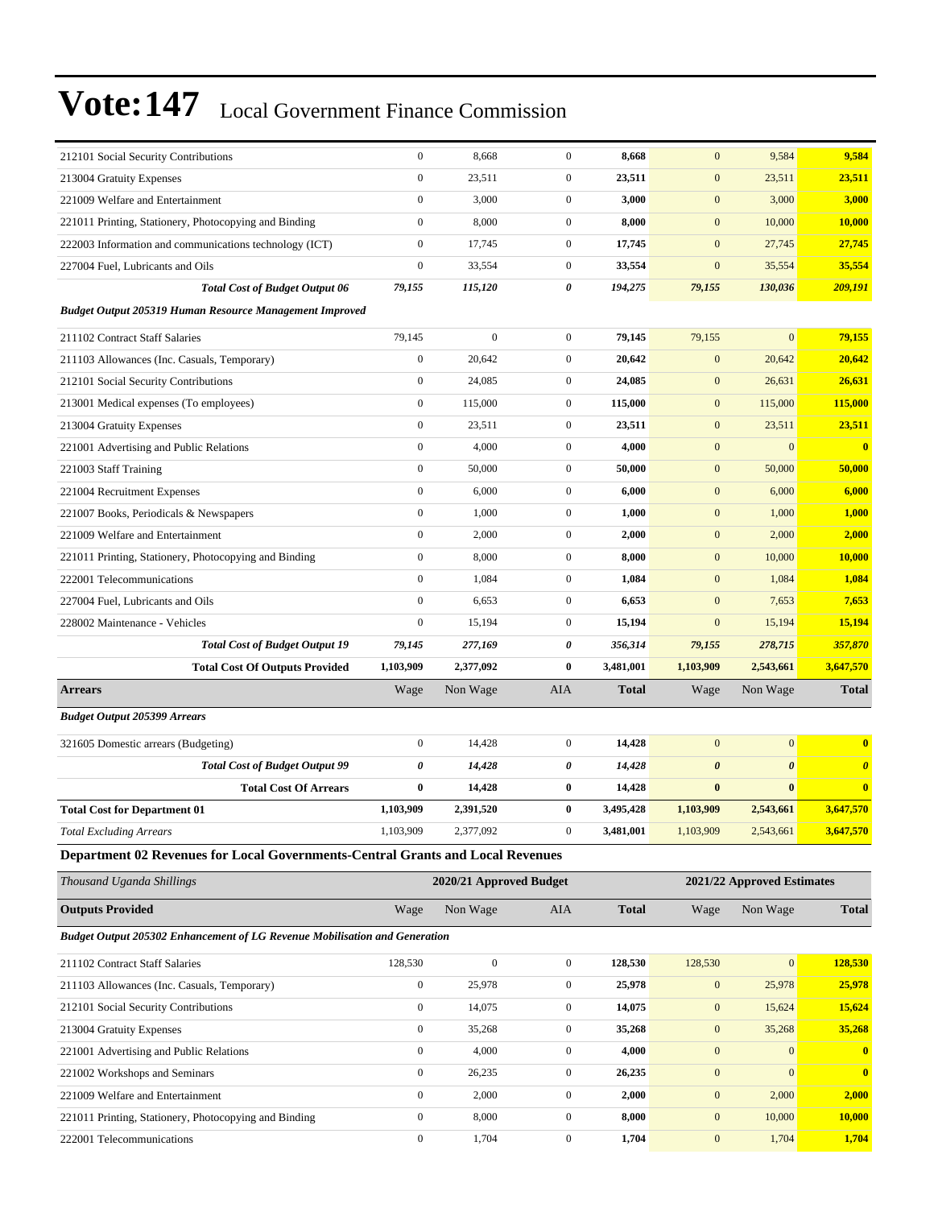| | | | | | | | |
|---|---|---|---|---|---|---|---|
| 212101 Social Security Contributions | 0 | 8,668 | 0 | **8,668** | 0 | 9,584 | **9,584** |
| 213004 Gratuity Expenses | 0 | 23,511 | 0 | **23,511** | 0 | 23,511 | **23,511** |
| 221009 Welfare and Entertainment | 0 | 3,000 | 0 | **3,000** | 0 | 3,000 | **3,000** |
| 221011 Printing, Stationery, Photocopying and Binding | 0 | 8,000 | 0 | **8,000** | 0 | 10,000 | **10,000** |
| 222003 Information and communications technology (ICT) | 0 | 17,745 | 0 | **17,745** | 0 | 27,745 | **27,745** |
| 227004 Fuel, Lubricants and Oils | 0 | 33,554 | 0 | **33,554** | 0 | 35,554 | **35,554** |
| ***Total Cost of Budget Output 06*** | ***79,155*** | ***115,120*** | ***0*** | ***194,275*** | ***79,155*** | ***130,036*** | ***209,191*** |
| ***Budget Output 205319 Human Resource Management Improved*** | | | | | | | |
| 211102 Contract Staff Salaries | 79,145 | 0 | 0 | **79,145** | 79,155 | 0 | **79,155** |
| 211103 Allowances (Inc. Casuals, Temporary) | 0 | 20,642 | 0 | **20,642** | 0 | 20,642 | **20,642** |
| 212101 Social Security Contributions | 0 | 24,085 | 0 | **24,085** | 0 | 26,631 | **26,631** |
| 213001 Medical expenses (To employees) | 0 | 115,000 | 0 | **115,000** | 0 | 115,000 | **115,000** |
| 213004 Gratuity Expenses | 0 | 23,511 | 0 | **23,511** | 0 | 23,511 | **23,511** |
| 221001 Advertising and Public Relations | 0 | 4,000 | 0 | **4,000** | 0 | 0 | **0** |
| 221003 Staff Training | 0 | 50,000 | 0 | **50,000** | 0 | 50,000 | **50,000** |
| 221004 Recruitment Expenses | 0 | 6,000 | 0 | **6,000** | 0 | 6,000 | **6,000** |
| 221007 Books, Periodicals & Newspapers | 0 | 1,000 | 0 | **1,000** | 0 | 1,000 | **1,000** |
| 221009 Welfare and Entertainment | 0 | 2,000 | 0 | **2,000** | 0 | 2,000 | **2,000** |
| 221011 Printing, Stationery, Photocopying and Binding | 0 | 8,000 | 0 | **8,000** | 0 | 10,000 | **10,000** |
| 222001 Telecommunications | 0 | 1,084 | 0 | **1,084** | 0 | 1,084 | **1,084** |
| 227004 Fuel, Lubricants and Oils | 0 | 6,653 | 0 | **6,653** | 0 | 7,653 | **7,653** |
| 228002 Maintenance - Vehicles | 0 | 15,194 | 0 | **15,194** | 0 | 15,194 | **15,194** |
| ***Total Cost of Budget Output 19*** | ***79,145*** | ***277,169*** | ***0*** | ***356,314*** | ***79,155*** | ***278,715*** | ***357,870*** |
| **Total Cost Of Outputs Provided** | **1,103,909** | **2,377,092** | **0** | **3,481,001** | **1,103,909** | **2,543,661** | **3,647,570** |
| **Arrears** | Wage | Non Wage | AIA | **Total** | Wage | Non Wage | **Total** |
| ***Budget Output 205399 Arrears*** | | | | | | | |
| 321605 Domestic arrears (Budgeting) | 0 | 14,428 | 0 | **14,428** | 0 | 0 | **0** |
| ***Total Cost of Budget Output 99*** | ***0*** | ***14,428*** | ***0*** | ***14,428*** | ***0*** | ***0*** | ***0*** |
| **Total Cost Of Arrears** | **0** | **14,428** | **0** | **14,428** | **0** | **0** | **0** |
| **Total Cost for Department 01** | **1,103,909** | **2,391,520** | **0** | **3,495,428** | **1,103,909** | **2,543,661** | **3,647,570** |
| *Total Excluding Arrears* | 1,103,909 | 2,377,092 | 0 | **3,481,001** | 1,103,909 | 2,543,661 | **3,647,570** |

**Department 02 Revenues for Local Governments-Central Grants and Local Revenues**

| *Thousand Uganda Shillings* | | 2020/21 Approved Budget | | | | 2021/22 Approved Estimates | |
|---|---|---|---|---|---|---|---|
| **Outputs Provided** | Wage | Non Wage | AIA | **Total** | Wage | Non Wage | **Total** |
| ***Budget Output 205302 Enhancement of LG Revenue Mobilisation and Generation*** | | | | | | | |
| 211102 Contract Staff Salaries | 128,530 | 0 | 0 | **128,530** | 128,530 | 0 | **128,530** |
| 211103 Allowances (Inc. Casuals, Temporary) | 0 | 25,978 | 0 | **25,978** | 0 | 25,978 | **25,978** |
| 212101 Social Security Contributions | 0 | 14,075 | 0 | **14,075** | 0 | 15,624 | **15,624** |
| 213004 Gratuity Expenses | 0 | 35,268 | 0 | **35,268** | 0 | 35,268 | **35,268** |
| 221001 Advertising and Public Relations | 0 | 4,000 | 0 | **4,000** | 0 | 0 | **0** |
| 221002 Workshops and Seminars | 0 | 26,235 | 0 | **26,235** | 0 | 0 | **0** |
| 221009 Welfare and Entertainment | 0 | 2,000 | 0 | **2,000** | 0 | 2,000 | **2,000** |
| 221011 Printing, Stationery, Photocopying and Binding | 0 | 8,000 | 0 | **8,000** | 0 | 10,000 | **10,000** |
| 222001 Telecommunications | 0 | 1,704 | 0 | **1,704** | 0 | 1,704 | **1,704** |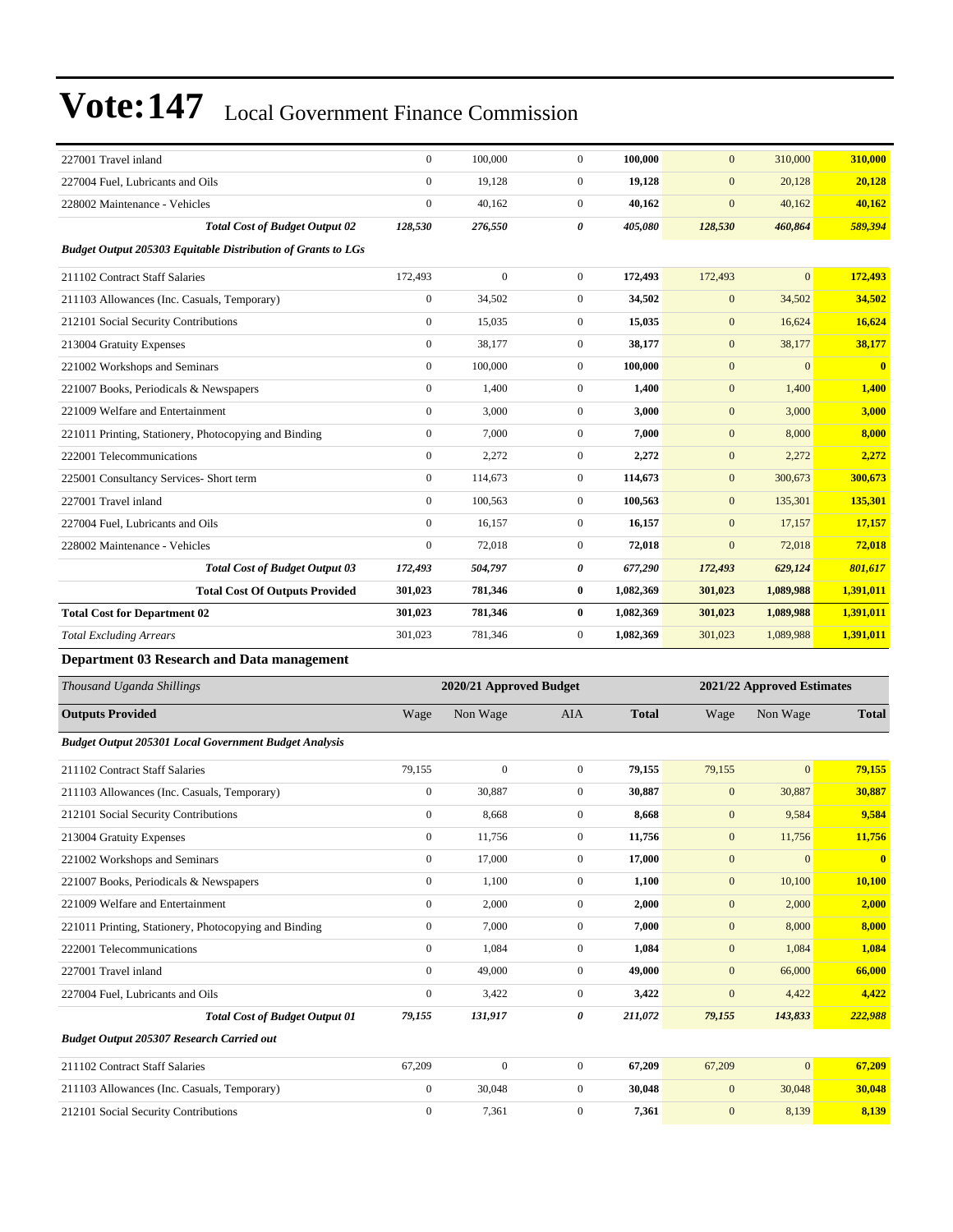# Vote:147 Local Government Finance Commission

| | | | | | | | |
|---|---|---|---|---|---|---|---|
| 227001 Travel inland | 0 | 100,000 | 0 | **100,000** | 0 | 310,000 | **310,000** |
| 227004 Fuel, Lubricants and Oils | 0 | 19,128 | 0 | **19,128** | 0 | 20,128 | **20,128** |
| 228002 Maintenance - Vehicles | 0 | 40,162 | 0 | **40,162** | 0 | 40,162 | **40,162** |
| ***Total Cost of Budget Output 02*** | ***128,530*** | ***276,550*** | ***0*** | ***405,080*** | ***128,530*** | ***460,864*** | ***589,394*** |
| ***Budget Output 205303 Equitable Distribution of Grants to LGs*** | | | | | | | |
| 211102 Contract Staff Salaries | 172,493 | 0 | 0 | **172,493** | 172,493 | 0 | **172,493** |
| 211103 Allowances (Inc. Casuals, Temporary) | 0 | 34,502 | 0 | **34,502** | 0 | 34,502 | **34,502** |
| 212101 Social Security Contributions | 0 | 15,035 | 0 | **15,035** | 0 | 16,624 | **16,624** |
| 213004 Gratuity Expenses | 0 | 38,177 | 0 | **38,177** | 0 | 38,177 | **38,177** |
| 221002 Workshops and Seminars | 0 | 100,000 | 0 | **100,000** | 0 | 0 | **0** |
| 221007 Books, Periodicals & Newspapers | 0 | 1,400 | 0 | **1,400** | 0 | 1,400 | **1,400** |
| 221009 Welfare and Entertainment | 0 | 3,000 | 0 | **3,000** | 0 | 3,000 | **3,000** |
| 221011 Printing, Stationery, Photocopying and Binding | 0 | 7,000 | 0 | **7,000** | 0 | 8,000 | **8,000** |
| 222001 Telecommunications | 0 | 2,272 | 0 | **2,272** | 0 | 2,272 | **2,272** |
| 225001 Consultancy Services- Short term | 0 | 114,673 | 0 | **114,673** | 0 | 300,673 | **300,673** |
| 227001 Travel inland | 0 | 100,563 | 0 | **100,563** | 0 | 135,301 | **135,301** |
| 227004 Fuel, Lubricants and Oils | 0 | 16,157 | 0 | **16,157** | 0 | 17,157 | **17,157** |
| 228002 Maintenance - Vehicles | 0 | 72,018 | 0 | **72,018** | 0 | 72,018 | **72,018** |
| ***Total Cost of Budget Output 03*** | ***172,493*** | ***504,797*** | ***0*** | ***677,290*** | ***172,493*** | ***629,124*** | ***801,617*** |
| **Total Cost Of Outputs Provided** | **301,023** | **781,346** | **0** | **1,082,369** | **301,023** | **1,089,988** | **1,391,011** |
| **Total Cost for Department 02** | **301,023** | **781,346** | **0** | **1,082,369** | **301,023** | **1,089,988** | **1,391,011** |
| *Total Excluding Arrears* | 301,023 | 781,346 | 0 | **1,082,369** | 301,023 | 1,089,988 | **1,391,011** |

### Department 03 Research and Data management

| *Thousand Uganda Shillings* | 2020/21 Approved Budget | | | | 2021/22 Approved Estimates | | |
|---|---|---|---|---|---|---|---|
| **Outputs Provided** | Wage | Non Wage | AIA | **Total** | Wage | Non Wage | **Total** |
| ***Budget Output 205301 Local Government Budget Analysis*** | | | | | | | |
| 211102 Contract Staff Salaries | 79,155 | 0 | 0 | **79,155** | 79,155 | 0 | **79,155** |
| 211103 Allowances (Inc. Casuals, Temporary) | 0 | 30,887 | 0 | **30,887** | 0 | 30,887 | **30,887** |
| 212101 Social Security Contributions | 0 | 8,668 | 0 | **8,668** | 0 | 9,584 | **9,584** |
| 213004 Gratuity Expenses | 0 | 11,756 | 0 | **11,756** | 0 | 11,756 | **11,756** |
| 221002 Workshops and Seminars | 0 | 17,000 | 0 | **17,000** | 0 | 0 | **0** |
| 221007 Books, Periodicals & Newspapers | 0 | 1,100 | 0 | **1,100** | 0 | 10,100 | **10,100** |
| 221009 Welfare and Entertainment | 0 | 2,000 | 0 | **2,000** | 0 | 2,000 | **2,000** |
| 221011 Printing, Stationery, Photocopying and Binding | 0 | 7,000 | 0 | **7,000** | 0 | 8,000 | **8,000** |
| 222001 Telecommunications | 0 | 1,084 | 0 | **1,084** | 0 | 1,084 | **1,084** |
| 227001 Travel inland | 0 | 49,000 | 0 | **49,000** | 0 | 66,000 | **66,000** |
| 227004 Fuel, Lubricants and Oils | 0 | 3,422 | 0 | **3,422** | 0 | 4,422 | **4,422** |
| ***Total Cost of Budget Output 01*** | ***79,155*** | ***131,917*** | ***0*** | ***211,072*** | ***79,155*** | ***143,833*** | ***222,988*** |
| ***Budget Output 205307 Research Carried out*** | | | | | | | |
| 211102 Contract Staff Salaries | 67,209 | 0 | 0 | **67,209** | 67,209 | 0 | **67,209** |
| 211103 Allowances (Inc. Casuals, Temporary) | 0 | 30,048 | 0 | **30,048** | 0 | 30,048 | **30,048** |
| 212101 Social Security Contributions | 0 | 7,361 | 0 | **7,361** | 0 | 8,139 | **8,139** |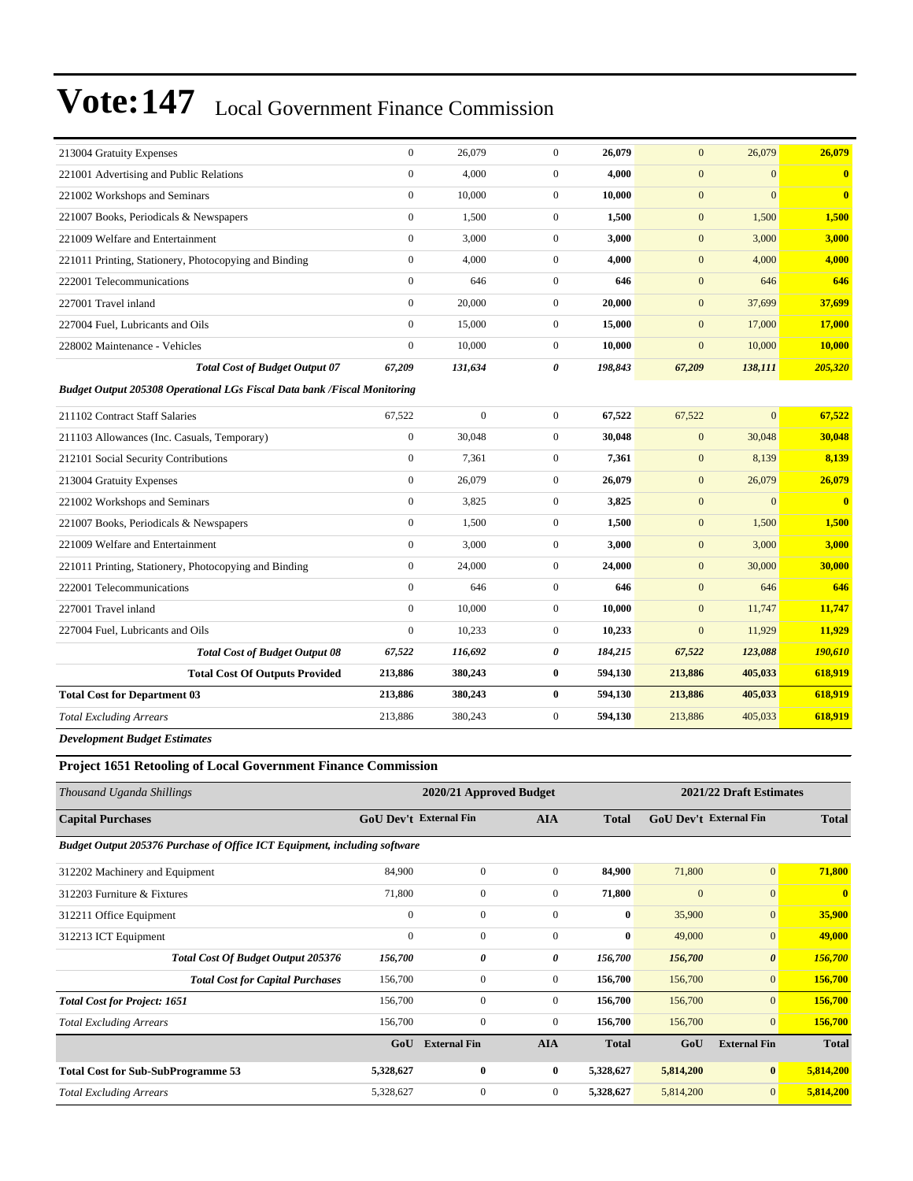# Vote:147 Local Government Finance Commission

| | | | | | | | |
|---|---|---|---|---|---|---|---|
| 213004 Gratuity Expenses | 0 | 26,079 | 0 | **26,079** | 0 | 26,079 | **26,079** |
| 221001 Advertising and Public Relations | 0 | 4,000 | 0 | **4,000** | 0 | 0 | **0** |
| 221002 Workshops and Seminars | 0 | 10,000 | 0 | **10,000** | 0 | 0 | **0** |
| 221007 Books, Periodicals & Newspapers | 0 | 1,500 | 0 | **1,500** | 0 | 1,500 | **1,500** |
| 221009 Welfare and Entertainment | 0 | 3,000 | 0 | **3,000** | 0 | 3,000 | **3,000** |
| 221011 Printing, Stationery, Photocopying and Binding | 0 | 4,000 | 0 | **4,000** | 0 | 4,000 | **4,000** |
| 222001 Telecommunications | 0 | 646 | 0 | **646** | 0 | 646 | **646** |
| 227001 Travel inland | 0 | 20,000 | 0 | **20,000** | 0 | 37,699 | **37,699** |
| 227004 Fuel, Lubricants and Oils | 0 | 15,000 | 0 | **15,000** | 0 | 17,000 | **17,000** |
| 228002 Maintenance - Vehicles | 0 | 10,000 | 0 | **10,000** | 0 | 10,000 | **10,000** |
| ***Total Cost of Budget Output 07*** | ***67,209*** | ***131,634*** | ***0*** | ***198,843*** | ***67,209*** | ***138,111*** | ***205,320*** |
| ***Budget Output 205308 Operational LGs Fiscal Data bank /Fiscal Monitoring*** | | | | | | | |
| 211102 Contract Staff Salaries | 67,522 | 0 | 0 | **67,522** | 67,522 | 0 | **67,522** |
| 211103 Allowances (Inc. Casuals, Temporary) | 0 | 30,048 | 0 | **30,048** | 0 | 30,048 | **30,048** |
| 212101 Social Security Contributions | 0 | 7,361 | 0 | **7,361** | 0 | 8,139 | **8,139** |
| 213004 Gratuity Expenses | 0 | 26,079 | 0 | **26,079** | 0 | 26,079 | **26,079** |
| 221002 Workshops and Seminars | 0 | 3,825 | 0 | **3,825** | 0 | 0 | **0** |
| 221007 Books, Periodicals & Newspapers | 0 | 1,500 | 0 | **1,500** | 0 | 1,500 | **1,500** |
| 221009 Welfare and Entertainment | 0 | 3,000 | 0 | **3,000** | 0 | 3,000 | **3,000** |
| 221011 Printing, Stationery, Photocopying and Binding | 0 | 24,000 | 0 | **24,000** | 0 | 30,000 | **30,000** |
| 222001 Telecommunications | 0 | 646 | 0 | **646** | 0 | 646 | **646** |
| 227001 Travel inland | 0 | 10,000 | 0 | **10,000** | 0 | 11,747 | **11,747** |
| 227004 Fuel, Lubricants and Oils | 0 | 10,233 | 0 | **10,233** | 0 | 11,929 | **11,929** |
| ***Total Cost of Budget Output 08*** | ***67,522*** | ***116,692*** | ***0*** | ***184,215*** | ***67,522*** | ***123,088*** | ***190,610*** |
| **Total Cost Of Outputs Provided** | **213,886** | **380,243** | **0** | **594,130** | **213,886** | **405,033** | **618,919** |
| **Total Cost for Department 03** | **213,886** | **380,243** | **0** | **594,130** | **213,886** | **405,033** | **618,919** |
| *Total Excluding Arrears* | 213,886 | 380,243 | 0 | **594,130** | 213,886 | 405,033 | **618,919** |

***Development Budget Estimates***

### Project 1651 Retooling of Local Government Finance Commission

| *Thousand Uganda Shillings* | 2020/21 Approved Budget | | | | 2021/22 Draft Estimates | | |
|---|---|---|---|---|---|---|---|
| **Capital Purchases** | **GoU Dev't** | **External Fin** | **AIA** | **Total** | **GoU Dev't** | **External Fin** | **Total** |
| ***Budget Output 205376 Purchase of Office ICT Equipment, including software*** | | | | | | | |
| 312202 Machinery and Equipment | 84,900 | 0 | 0 | **84,900** | 71,800 | 0 | **71,800** |
| 312203 Furniture & Fixtures | 71,800 | 0 | 0 | **71,800** | 0 | 0 | **0** |
| 312211 Office Equipment | 0 | 0 | 0 | **0** | 35,900 | 0 | **35,900** |
| 312213 ICT Equipment | 0 | 0 | 0 | **0** | 49,000 | 0 | **49,000** |
| ***Total Cost Of Budget Output 205376*** | ***156,700*** | ***0*** | ***0*** | ***156,700*** | ***156,700*** | ***0*** | ***156,700*** |
| ***Total Cost for Capital Purchases*** | 156,700 | 0 | 0 | **156,700** | 156,700 | 0 | **156,700** |
| ***Total Cost for Project: 1651*** | 156,700 | 0 | 0 | **156,700** | 156,700 | 0 | **156,700** |
| *Total Excluding Arrears* | 156,700 | 0 | 0 | **156,700** | 156,700 | 0 | **156,700** |
| | **GoU** | **External Fin** | **AIA** | **Total** | **GoU** | **External Fin** | **Total** |
| **Total Cost for Sub-SubProgramme 53** | **5,328,627** | **0** | **0** | **5,328,627** | **5,814,200** | **0** | **5,814,200** |
| *Total Excluding Arrears* | 5,328,627 | 0 | 0 | **5,328,627** | 5,814,200 | 0 | **5,814,200** |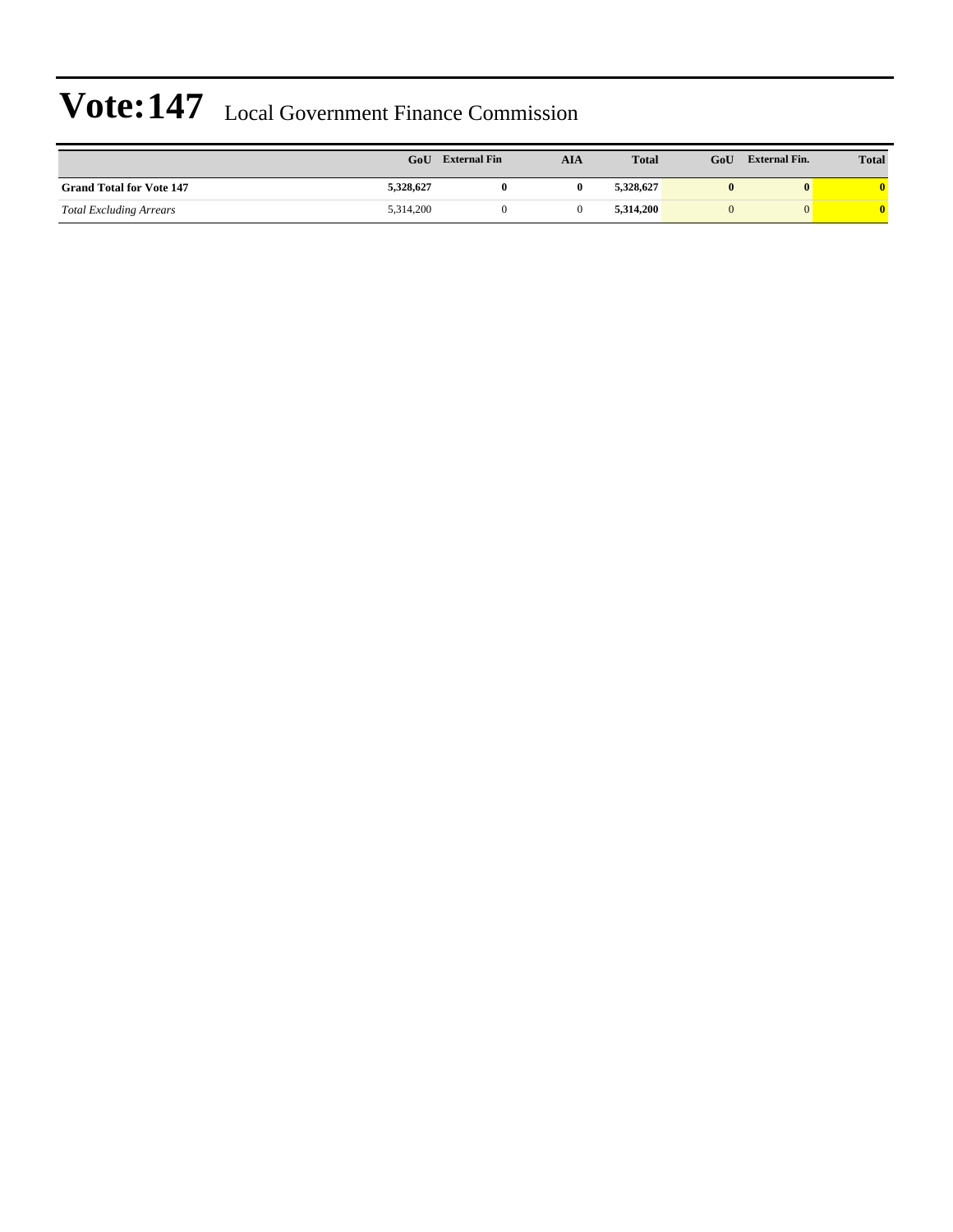# Vote:147 Local Government Finance Commission

| | GoU | External Fin | AIA | Total | GoU | External Fin. | Total |
|---|---|---|---|---|---|---|---|
| **Grand Total for Vote 147** | **5,328,627** | **0** | **0** | **5,328,627** | **0** | **0** | **0** |
| *Total Excluding Arrears* | 5,314,200 | 0 | 0 | **5,314,200** | 0 | 0 | **0** |